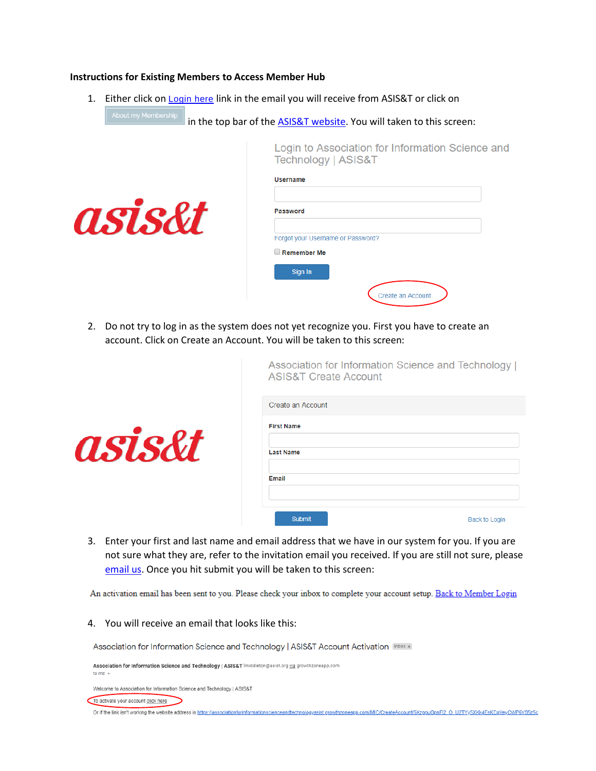**Instructions for Existing Members to Access Member Hub**

1. Either click on Login here link in the email you will receive from ASIS&T or click on About my Membership in the top bar of the ASIS&T website. You will taken to this screen:

   Login to Association for Information Science and Technology | ASIS&T

   Username

   Password

   Forgot your Username or Password?

   Remember Me

   Sign In

   Create an Account

2. Do not try to log in as the system does not yet recognize you. First you have to create an account. Click on Create an Account. You will be taken to this screen:

   Association for Information Science and Technology | ASIS&T Create Account

   Create an Account

   First Name

   Last Name

   Email

   Submit

   Back to Login

3. Enter your first and last name and email address that we have in our system for you. If you are not sure what they are, refer to the invitation email you received. If you are still not sure, please email us. Once you hit submit you will be taken to this screen:

   An activation email has been sent to you. Please check your inbox to complete your account setup. Back to Member Login

4. You will receive an email that looks like this:

   Association for Information Science and Technology | ASIS&T Account Activation

   Association for Information Science and Technology | ASIS&T lmiddleton@asist.org via growthzoneapp.com
   to me

   Welcome to Association for Information Science and Technology | ASIS&T

   To activate your account click here

   Or if the link isn't working the website address is https://associationforinformationscienceandtechnologyasist.growthzoneapp.com/MIC/CreateAccount/5XzpguOpnFI2_O_U2TYy5XKk4EsKCqYeyCWP6YS5z5c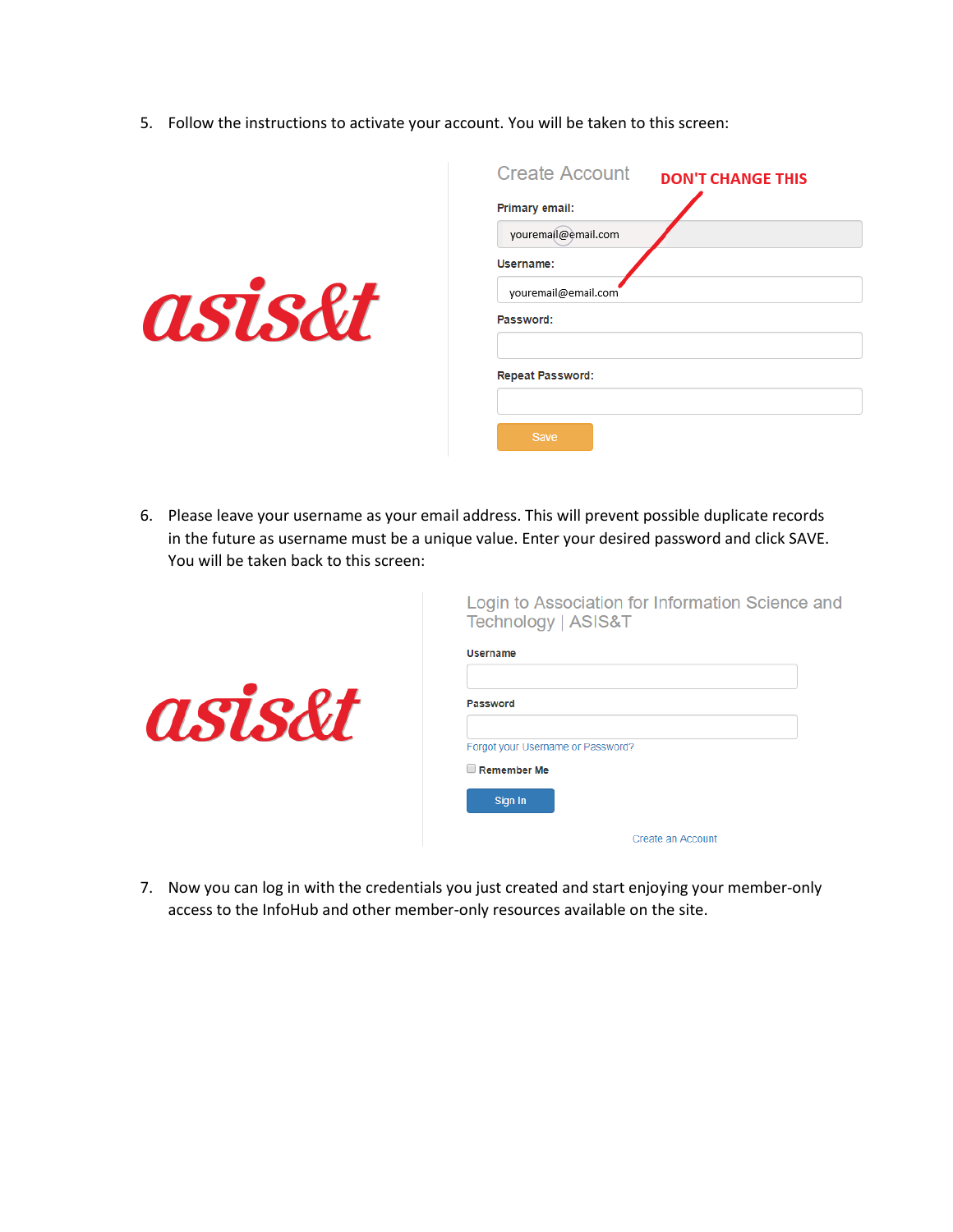5. Follow the instructions to activate your account. You will be taken to this screen:

asis&t

Create Account

**DON'T CHANGE THIS**

Primary email:

youremail@email.com

Username:

youremail@email.com

Password:

Repeat Password:

Save

6. Please leave your username as your email address. This will prevent possible duplicate records in the future as username must be a unique value. Enter your desired password and click SAVE. You will be taken back to this screen:

asis&t

Login to Association for Information Science and Technology | ASIS&T

Username

Password

Forgot your Username or Password?

Remember Me

Sign In

Create an Account

7. Now you can log in with the credentials you just created and start enjoying your member-only access to the InfoHub and other member-only resources available on the site.